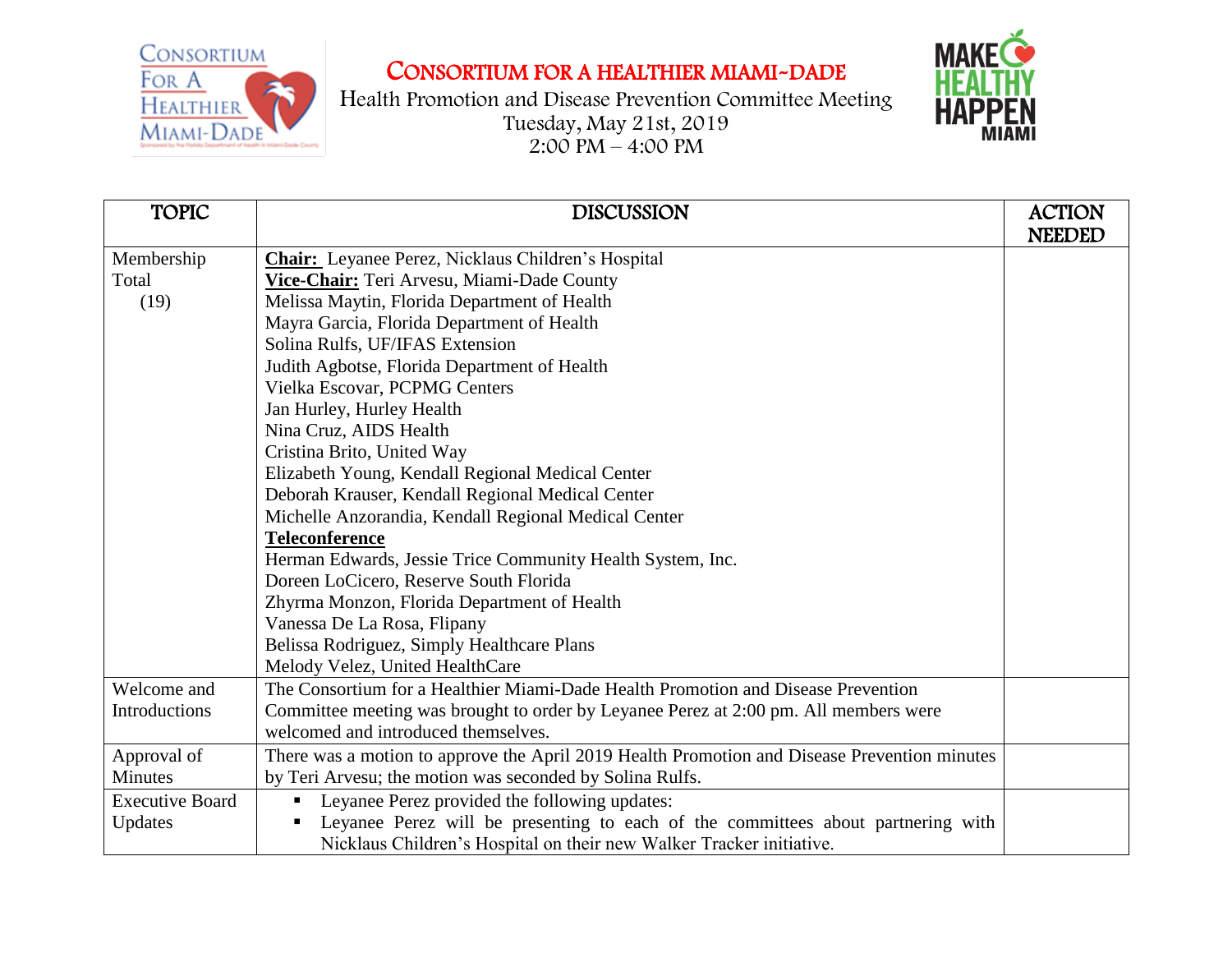# CONSORTIUM FOR A HEALTHIER MIAMI-DADE

Health Promotion and Disease Prevention Committee Meeting
Tuesday, May 21st, 2019
2:00 PM – 4:00 PM

| TOPIC | DISCUSSION | ACTION NEEDED |
|---|---|---|
| Membership Total (19) | **Chair:** Leyanee Perez, Nicklaus Children's Hospital<br>**Vice-Chair:** Teri Arvesu, Miami-Dade County<br>Melissa Maytin, Florida Department of Health<br>Mayra Garcia, Florida Department of Health<br>Solina Rulfs, UF/IFAS Extension<br>Judith Agbotse, Florida Department of Health<br>Vielka Escovar, PCPMG Centers<br>Jan Hurley, Hurley Health<br>Nina Cruz, AIDS Health<br>Cristina Brito, United Way<br>Elizabeth Young, Kendall Regional Medical Center<br>Deborah Krauser, Kendall Regional Medical Center<br>Michelle Anzorandia, Kendall Regional Medical Center<br>**Teleconference**<br>Herman Edwards, Jessie Trice Community Health System, Inc.<br>Doreen LoCicero, Reserve South Florida<br>Zhyrma Monzon, Florida Department of Health<br>Vanessa De La Rosa, Flipany<br>Belissa Rodriguez, Simply Healthcare Plans<br>Melody Velez, United HealthCare | |
| Welcome and Introductions | The Consortium for a Healthier Miami-Dade Health Promotion and Disease Prevention Committee meeting was brought to order by Leyanee Perez at 2:00 pm. All members were welcomed and introduced themselves. | |
| Approval of Minutes | There was a motion to approve the April 2019 Health Promotion and Disease Prevention minutes by Teri Arvesu; the motion was seconded by Solina Rulfs. | |
| Executive Board Updates | ▪ Leyanee Perez provided the following updates:<br>▪ Leyanee Perez will be presenting to each of the committees about partnering with Nicklaus Children's Hospital on their new Walker Tracker initiative. | |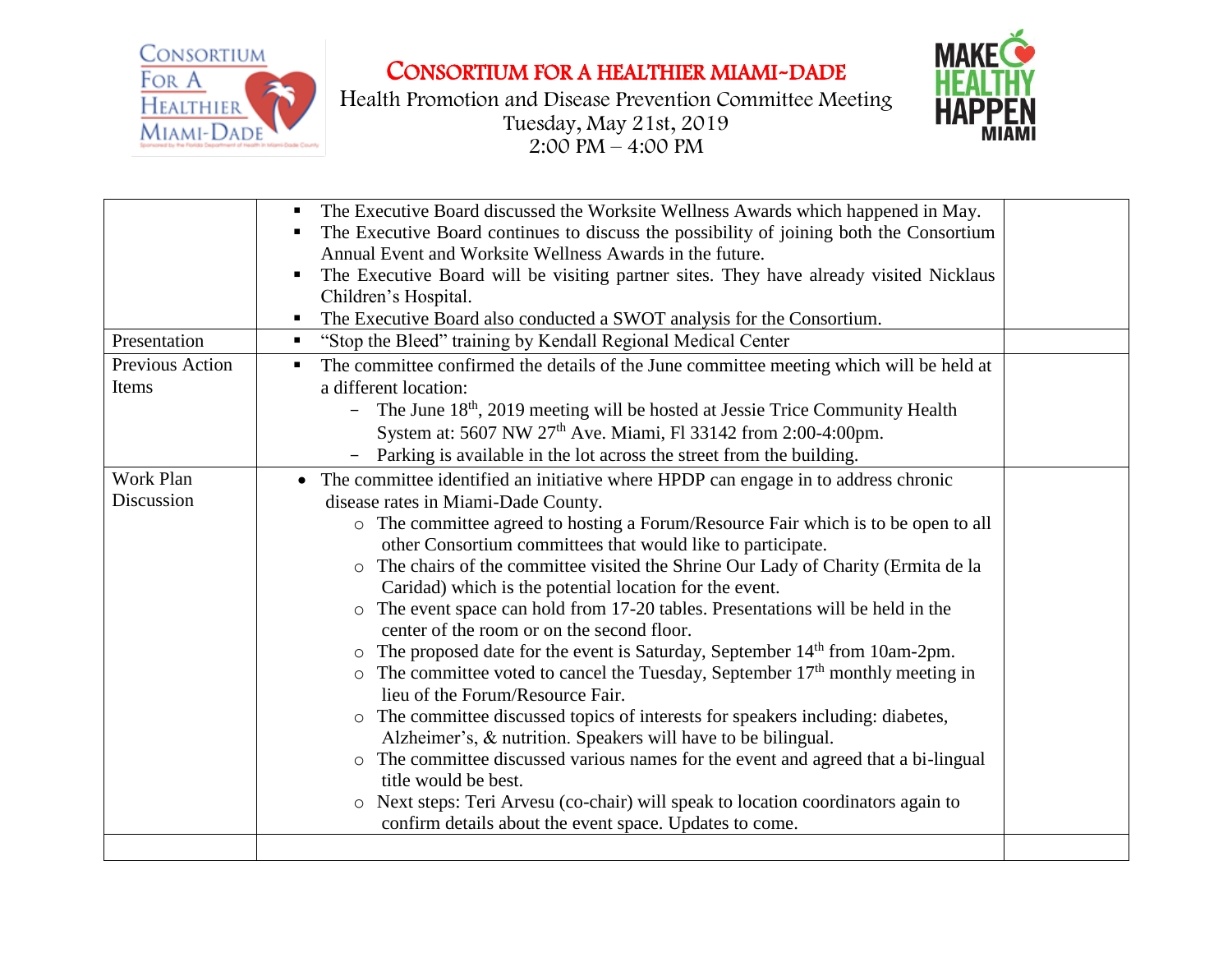# CONSORTIUM FOR A HEALTHIER MIAMI-DADE

Health Promotion and Disease Prevention Committee Meeting
Tuesday, May 21st, 2019
2:00 PM – 4:00 PM

| | | |
|---|---|---|
| | ▪ The Executive Board discussed the Worksite Wellness Awards which happened in May.<br>▪ The Executive Board continues to discuss the possibility of joining both the Consortium Annual Event and Worksite Wellness Awards in the future.<br>▪ The Executive Board will be visiting partner sites. They have already visited Nicklaus Children's Hospital.<br>▪ The Executive Board also conducted a SWOT analysis for the Consortium. | |
| Presentation | ▪ "Stop the Bleed" training by Kendall Regional Medical Center | |
| Previous Action Items | ▪ The committee confirmed the details of the June committee meeting which will be held at a different location:<br>– The June 18th, 2019 meeting will be hosted at Jessie Trice Community Health System at: 5607 NW 27th Ave. Miami, Fl 33142 from 2:00-4:00pm.<br>– Parking is available in the lot across the street from the building. | |
| Work Plan Discussion | • The committee identified an initiative where HPDP can engage in to address chronic disease rates in Miami-Dade County.<br>○ The committee agreed to hosting a Forum/Resource Fair which is to be open to all other Consortium committees that would like to participate.<br>○ The chairs of the committee visited the Shrine Our Lady of Charity (Ermita de la Caridad) which is the potential location for the event.<br>○ The event space can hold from 17-20 tables. Presentations will be held in the center of the room or on the second floor.<br>○ The proposed date for the event is Saturday, September 14th from 10am-2pm.<br>○ The committee voted to cancel the Tuesday, September 17th monthly meeting in lieu of the Forum/Resource Fair.<br>○ The committee discussed topics of interests for speakers including: diabetes, Alzheimer's, & nutrition. Speakers will have to be bilingual.<br>○ The committee discussed various names for the event and agreed that a bi-lingual title would be best.<br>○ Next steps: Teri Arvesu (co-chair) will speak to location coordinators again to confirm details about the event space. Updates to come. | |
| | | |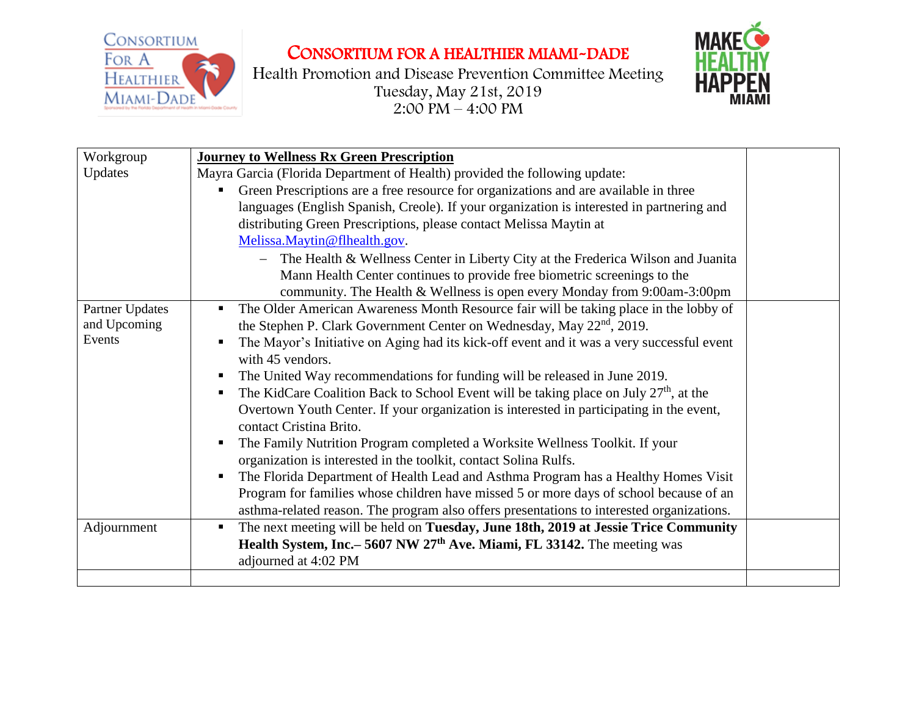# CONSORTIUM FOR A HEALTHIER MIAMI-DADE

Health Promotion and Disease Prevention Committee Meeting
Tuesday, May 21st, 2019
2:00 PM – 4:00 PM

| | | |
|---|---|---|
| Workgroup Updates | **Journey to Wellness Rx Green Prescription**<br>Mayra Garcia (Florida Department of Health) provided the following update:<br>▪ Green Prescriptions are a free resource for organizations and are available in three languages (English Spanish, Creole). If your organization is interested in partnering and distributing Green Prescriptions, please contact Melissa Maytin at Melissa.Maytin@flhealth.gov.<br>– The Health & Wellness Center in Liberty City at the Frederica Wilson and Juanita Mann Health Center continues to provide free biometric screenings to the community. The Health & Wellness is open every Monday from 9:00am-3:00pm | |
| Partner Updates and Upcoming Events | ▪ The Older American Awareness Month Resource fair will be taking place in the lobby of the Stephen P. Clark Government Center on Wednesday, May 22nd, 2019.<br>▪ The Mayor's Initiative on Aging had its kick-off event and it was a very successful event with 45 vendors.<br>▪ The United Way recommendations for funding will be released in June 2019.<br>▪ The KidCare Coalition Back to School Event will be taking place on July 27th, at the Overtown Youth Center. If your organization is interested in participating in the event, contact Cristina Brito.<br>▪ The Family Nutrition Program completed a Worksite Wellness Toolkit. If your organization is interested in the toolkit, contact Solina Rulfs.<br>▪ The Florida Department of Health Lead and Asthma Program has a Healthy Homes Visit Program for families whose children have missed 5 or more days of school because of an asthma-related reason. The program also offers presentations to interested organizations. | |
| Adjournment | ▪ The next meeting will be held on **Tuesday, June 18th, 2019 at Jessie Trice Community Health System, Inc.– 5607 NW 27th Ave. Miami, FL 33142.** The meeting was adjourned at 4:02 PM | |
| | | |